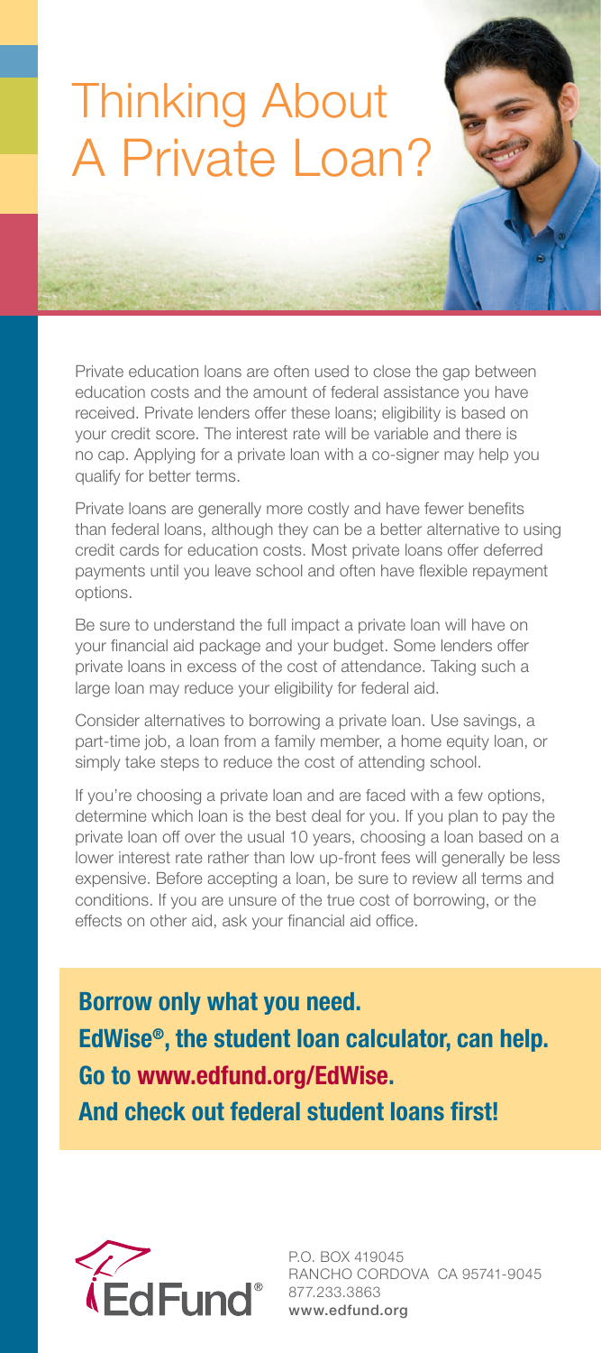# Thinking About A Private Loan?

Private education loans are often used to close the gap between education costs and the amount of federal assistance you have received. Private lenders offer these loans; eligibility is based on your credit score. The interest rate will be variable and there is no cap. Applying for a private loan with a co-signer may help you qualify for better terms.

Private loans are generally more costly and have fewer benefits than federal loans, although they can be a better alternative to using credit cards for education costs. Most private loans offer deferred payments until you leave school and often have flexible repayment options.

Be sure to understand the full impact a private loan will have on your financial aid package and your budget. Some lenders offer private loans in excess of the cost of attendance. Taking such a large loan may reduce your eligibility for federal aid.

Consider alternatives to borrowing a private loan. Use savings, a part-time job, a loan from a family member, a home equity loan, or simply take steps to reduce the cost of attending school.

If you're choosing a private loan and are faced with a few options, determine which loan is the best deal for you. If you plan to pay the private loan off over the usual 10 years, choosing a loan based on a lower interest rate rather than low up-front fees will generally be less expensive. Before accepting a loan, be sure to review all terms and conditions. If you are unsure of the true cost of borrowing, or the effects on other aid, ask your financial aid office.

**Borrow only what you need.**
**EdWise®, the student loan calculator, can help.**
**Go to www.edfund.org/EdWise.**
**And check out federal student loans first!**

EdFund®

P.O. BOX 419045
RANCHO CORDOVA CA 95741-9045
877.233.3863
www.edfund.org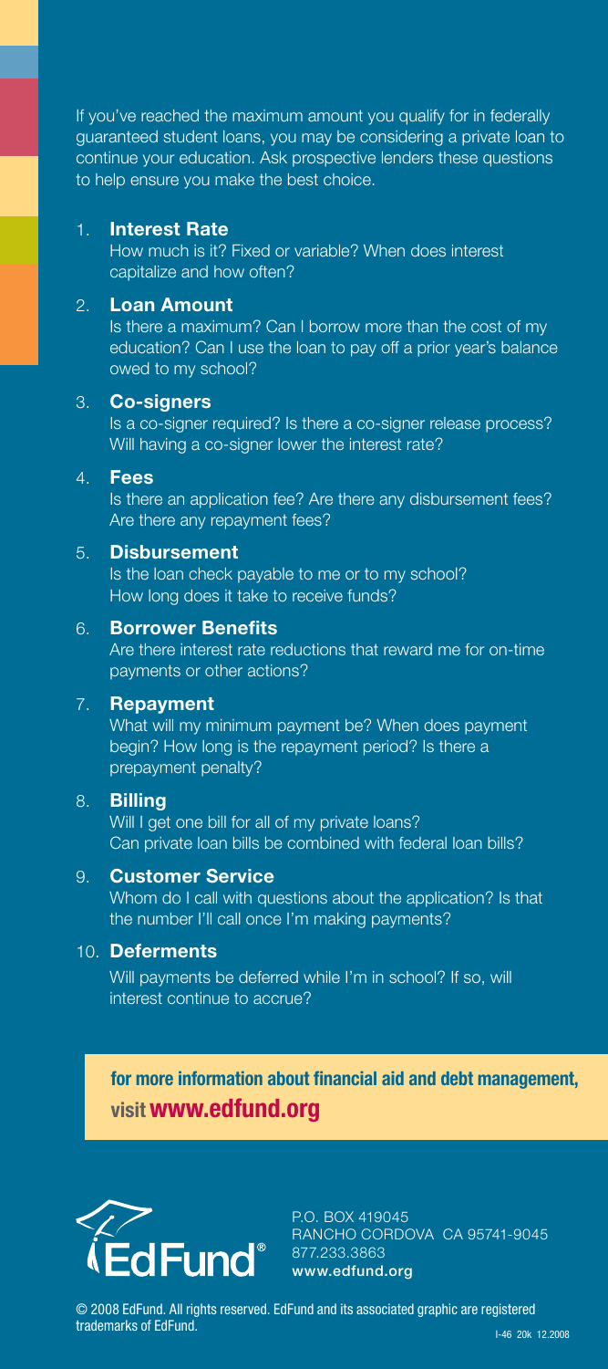If you've reached the maximum amount you qualify for in federally guaranteed student loans, you may be considering a private loan to continue your education. Ask prospective lenders these questions to help ensure you make the best choice.

1. **Interest Rate**
   How much is it? Fixed or variable? When does interest capitalize and how often?

2. **Loan Amount**
   Is there a maximum? Can I borrow more than the cost of my education? Can I use the loan to pay off a prior year's balance owed to my school?

3. **Co-signers**
   Is a co-signer required? Is there a co-signer release process? Will having a co-signer lower the interest rate?

4. **Fees**
   Is there an application fee? Are there any disbursement fees? Are there any repayment fees?

5. **Disbursement**
   Is the loan check payable to me or to my school? How long does it take to receive funds?

6. **Borrower Benefits**
   Are there interest rate reductions that reward me for on-time payments or other actions?

7. **Repayment**
   What will my minimum payment be? When does payment begin? How long is the repayment period? Is there a prepayment penalty?

8. **Billing**
   Will I get one bill for all of my private loans? Can private loan bills be combined with federal loan bills?

9. **Customer Service**
   Whom do I call with questions about the application? Is that the number I'll call once I'm making payments?

10. **Deferments**
    Will payments be deferred while I'm in school? If so, will interest continue to accrue?

**for more information about financial aid and debt management, visit www.edfund.org**

EdFund®

P.O. BOX 419045
RANCHO CORDOVA CA 95741-9045
877.233.3863
www.edfund.org

© 2008 EdFund. All rights reserved. EdFund and its associated graphic are registered trademarks of EdFund.

I-46 20k 12.2008